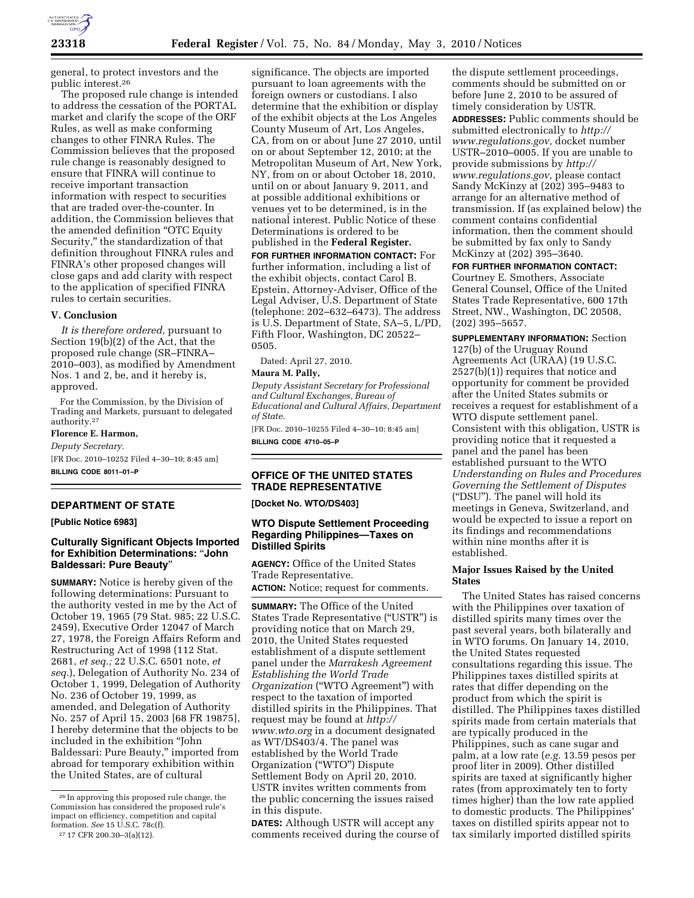general, to protect investors and the public interest.[26]

The proposed rule change is intended to address the cessation of the PORTAL market and clarify the scope of the ORF Rules, as well as make conforming changes to other FINRA Rules. The Commission believes that the proposed rule change is reasonably designed to ensure that FINRA will continue to receive important transaction information with respect to securities that are traded over-the-counter. In addition, the Commission believes that the amended definition "OTC Equity Security," the standardization of that definition throughout FINRA rules and FINRA's other proposed changes will close gaps and add clarity with respect to the application of specified FINRA rules to certain securities.

### V. Conclusion

*It is therefore ordered,* pursuant to Section 19(b)(2) of the Act, that the proposed rule change (SR–FINRA–2010–003), as modified by Amendment Nos. 1 and 2, be, and it hereby is, approved.

For the Commission, by the Division of Trading and Markets, pursuant to delegated authority.[27]

**Florence E. Harmon,**

*Deputy Secretary.*

[FR Doc. 2010–10252 Filed 4–30–10; 8:45 am]

**BILLING CODE 8011–01–P**

[26] In approving this proposed rule change, the Commission has considered the proposed rule's impact on efficiency, competition and capital formation. *See* 15 U.S.C. 78c(f).

[27] 17 CFR 200.30–3(a)(12).

## DEPARTMENT OF STATE

**[Public Notice 6983]**

### Culturally Significant Objects Imported for Exhibition Determinations: "John Baldessari: Pure Beauty"

**SUMMARY:** Notice is hereby given of the following determinations: Pursuant to the authority vested in me by the Act of October 19, 1965 (79 Stat. 985; 22 U.S.C. 2459), Executive Order 12047 of March 27, 1978, the Foreign Affairs Reform and Restructuring Act of 1998 (112 Stat. 2681, *et seq.;* 22 U.S.C. 6501 note, *et seq.*), Delegation of Authority No. 234 of October 1, 1999, Delegation of Authority No. 236 of October 19, 1999, as amended, and Delegation of Authority No. 257 of April 15, 2003 [68 FR 19875], I hereby determine that the objects to be included in the exhibition "John Baldessari: Pure Beauty," imported from abroad for temporary exhibition within the United States, are of cultural significance. The objects are imported pursuant to loan agreements with the foreign owners or custodians. I also determine that the exhibition or display of the exhibit objects at the Los Angeles County Museum of Art, Los Angeles, CA, from on or about June 27 2010, until on or about September 12, 2010; at the Metropolitan Museum of Art, New York, NY, from on or about October 18, 2010, until on or about January 9, 2011, and at possible additional exhibitions or venues yet to be determined, is in the national interest. Public Notice of these Determinations is ordered to be published in the **Federal Register.**

**FOR FURTHER INFORMATION CONTACT:** For further information, including a list of the exhibit objects, contact Carol B. Epstein, Attorney-Adviser, Office of the Legal Adviser, U.S. Department of State (telephone: 202–632–6473). The address is U.S. Department of State, SA–5, L/PD, Fifth Floor, Washington, DC 20522–0505.

Dated: April 27, 2010.

**Maura M. Pally,**

*Deputy Assistant Secretary for Professional and Cultural Exchanges, Bureau of Educational and Cultural Affairs, Department of State.*

[FR Doc. 2010–10255 Filed 4–30–10; 8:45 am]

**BILLING CODE 4710–05–P**

## OFFICE OF THE UNITED STATES TRADE REPRESENTATIVE

**[Docket No. WTO/DS403]**

### WTO Dispute Settlement Proceeding Regarding Philippines—Taxes on Distilled Spirits

**AGENCY:** Office of the United States Trade Representative.

**ACTION:** Notice; request for comments.

**SUMMARY:** The Office of the United States Trade Representative ("USTR") is providing notice that on March 29, 2010, the United States requested establishment of a dispute settlement panel under the *Marrakesh Agreement Establishing the World Trade Organization* ("WTO Agreement") with respect to the taxation of imported distilled spirits in the Philippines. That request may be found at *http://www.wto.org* in a document designated as WT/DS403/4. The panel was established by the World Trade Organization ("WTO") Dispute Settlement Body on April 20, 2010. USTR invites written comments from the public concerning the issues raised in this dispute.

**DATES:** Although USTR will accept any comments received during the course of the dispute settlement proceedings, comments should be submitted on or before June 2, 2010 to be assured of timely consideration by USTR.

**ADDRESSES:** Public comments should be submitted electronically to *http://www.regulations.gov,* docket number USTR–2010–0005. If you are unable to provide submissions by *http://www.regulations.gov,* please contact Sandy McKinzy at (202) 395–9483 to arrange for an alternative method of transmission. If (as explained below) the comment contains confidential information, then the comment should be submitted by fax only to Sandy McKinzy at (202) 395–3640.

**FOR FURTHER INFORMATION CONTACT:** Courtney E. Smothers, Associate General Counsel, Office of the United States Trade Representative, 600 17th Street, NW., Washington, DC 20508, (202) 395–5657.

**SUPPLEMENTARY INFORMATION:** Section 127(b) of the Uruguay Round Agreements Act (URAA) (19 U.S.C. 2527(b)(1)) requires that notice and opportunity for comment be provided after the United States submits or receives a request for establishment of a WTO dispute settlement panel. Consistent with this obligation, USTR is providing notice that it requested a panel and the panel has been established pursuant to the WTO *Understanding on Rules and Procedures Governing the Settlement of Disputes* ("DSU"). The panel will hold its meetings in Geneva, Switzerland, and would be expected to issue a report on its findings and recommendations within nine months after it is established.

### Major Issues Raised by the United States

The United States has raised concerns with the Philippines over taxation of distilled spirits many times over the past several years, both bilaterally and in WTO forums. On January 14, 2010, the United States requested consultations regarding this issue. The Philippines taxes distilled spirits at rates that differ depending on the product from which the spirit is distilled. The Philippines taxes distilled spirits made from certain materials that are typically produced in the Philippines, such as cane sugar and palm, at a low rate (*e.g.* 13.59 pesos per proof liter in 2009). Other distilled spirits are taxed at significantly higher rates (from approximately ten to forty times higher) than the low rate applied to domestic products. The Philippines' taxes on distilled spirits appear not to tax similarly imported distilled spirits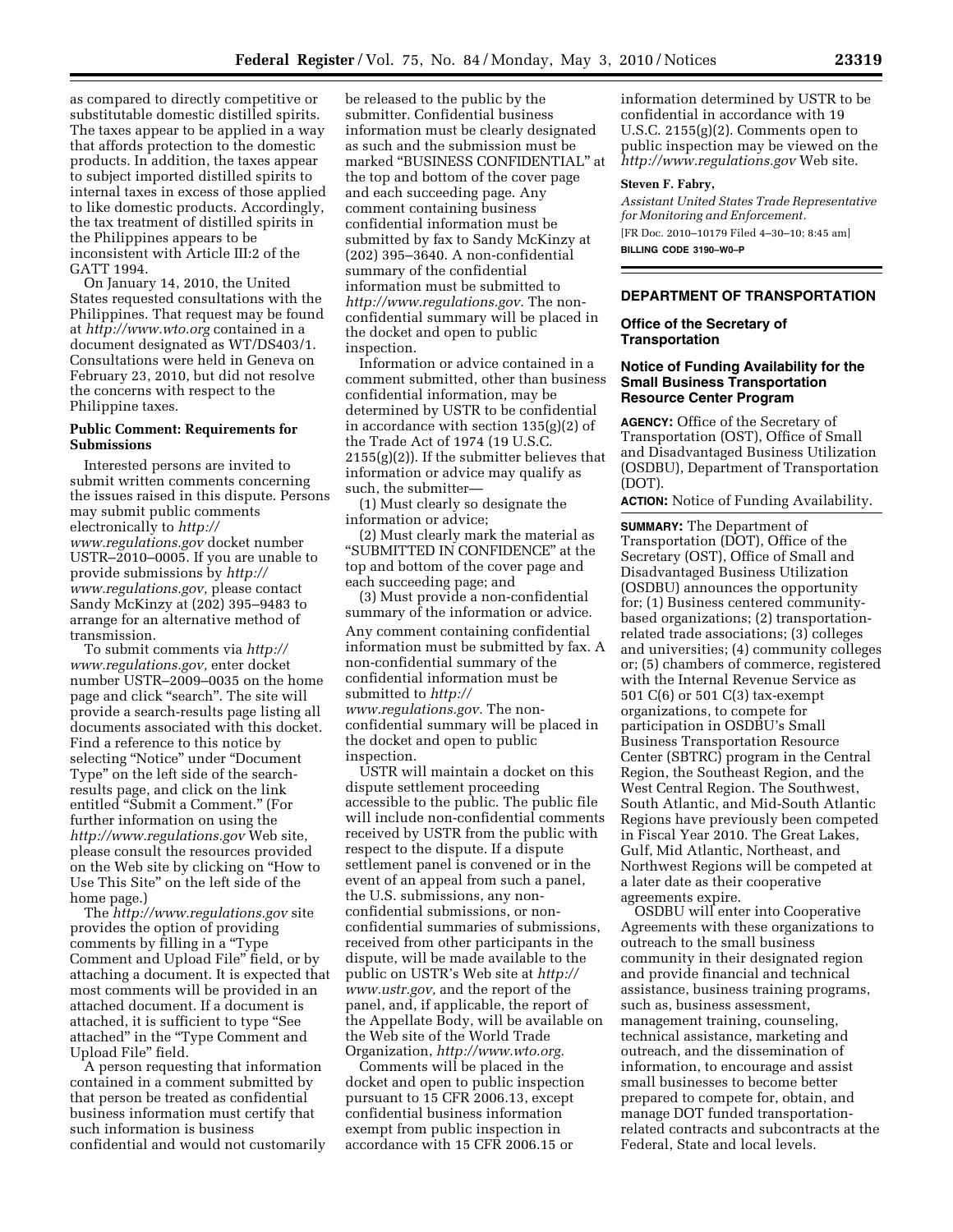as compared to directly competitive or substitutable domestic distilled spirits. The taxes appear to be applied in a way that affords protection to the domestic products. In addition, the taxes appear to subject imported distilled spirits to internal taxes in excess of those applied to like domestic products. Accordingly, the tax treatment of distilled spirits in the Philippines appears to be inconsistent with Article III:2 of the GATT 1994.

On January 14, 2010, the United States requested consultations with the Philippines. That request may be found at *http://www.wto.org* contained in a document designated as WT/DS403/1. Consultations were held in Geneva on February 23, 2010, but did not resolve the concerns with respect to the Philippine taxes.

### Public Comment: Requirements for Submissions

Interested persons are invited to submit written comments concerning the issues raised in this dispute. Persons may submit public comments electronically to *http://www.regulations.gov* docket number USTR–2010–0005. If you are unable to provide submissions by *http://www.regulations.gov,* please contact Sandy McKinzy at (202) 395–9483 to arrange for an alternative method of transmission.

To submit comments via *http://www.regulations.gov,* enter docket number USTR–2009–0035 on the home page and click "search". The site will provide a search-results page listing all documents associated with this docket. Find a reference to this notice by selecting "Notice" under "Document Type" on the left side of the search-results page, and click on the link entitled "Submit a Comment." (For further information on using the *http://www.regulations.gov* Web site, please consult the resources provided on the Web site by clicking on "How to Use This Site" on the left side of the home page.)

The *http://www.regulations.gov* site provides the option of providing comments by filling in a "Type Comment and Upload File" field, or by attaching a document. It is expected that most comments will be provided in an attached document. If a document is attached, it is sufficient to type "See attached" in the "Type Comment and Upload File" field.

A person requesting that information contained in a comment submitted by that person be treated as confidential business information must certify that such information is business confidential and would not customarily be released to the public by the submitter. Confidential business information must be clearly designated as such and the submission must be marked "BUSINESS CONFIDENTIAL" at the top and bottom of the cover page and each succeeding page. Any comment containing business confidential information must be submitted by fax to Sandy McKinzy at (202) 395–3640. A non-confidential summary of the confidential information must be submitted to *http://www.regulations.gov.* The non-confidential summary will be placed in the docket and open to public inspection.

Information or advice contained in a comment submitted, other than business confidential information, may be determined by USTR to be confidential in accordance with section 135(g)(2) of the Trade Act of 1974 (19 U.S.C. 2155(g)(2)). If the submitter believes that information or advice may qualify as such, the submitter—

(1) Must clearly so designate the information or advice;

(2) Must clearly mark the material as "SUBMITTED IN CONFIDENCE" at the top and bottom of the cover page and each succeeding page; and

(3) Must provide a non-confidential summary of the information or advice.

Any comment containing confidential information must be submitted by fax. A non-confidential summary of the confidential information must be submitted to *http://www.regulations.gov.* The non-confidential summary will be placed in the docket and open to public inspection.

USTR will maintain a docket on this dispute settlement proceeding accessible to the public. The public file will include non-confidential comments received by USTR from the public with respect to the dispute. If a dispute settlement panel is convened or in the event of an appeal from such a panel, the U.S. submissions, any non-confidential submissions, or non-confidential summaries of submissions, received from other participants in the dispute, will be made available to the public on USTR's Web site at *http://www.ustr.gov,* and the report of the panel, and, if applicable, the report of the Appellate Body, will also be available on the Web site of the World Trade Organization, *http://www.wto.org.*

Comments will be placed in the docket and open to public inspection pursuant to 15 CFR 2006.13, except confidential business information exempt from public inspection in accordance with 15 CFR 2006.15 or information determined by USTR to be confidential in accordance with 19 U.S.C. 2155(g)(2). Comments open to public inspection may be viewed on the *http://www.regulations.gov* Web site.

**Steven F. Fabry,**

*Assistant United States Trade Representative for Monitoring and Enforcement.*

[FR Doc. 2010–10179 Filed 4–30–10; 8:45 am]

**BILLING CODE 3190–W0–P**

## DEPARTMENT OF TRANSPORTATION

### Office of the Secretary of Transportation

### Notice of Funding Availability for the Small Business Transportation Resource Center Program

**AGENCY:** Office of the Secretary of Transportation (OST), Office of Small and Disadvantaged Business Utilization (OSDBU), Department of Transportation (DOT).

**ACTION:** Notice of Funding Availability.

**SUMMARY:** The Department of Transportation (DOT), Office of the Secretary (OST), Office of Small and Disadvantaged Business Utilization (OSDBU) announces the opportunity for; (1) Business centered community-based organizations; (2) transportation-related trade associations; (3) colleges and universities; (4) community colleges or; (5) chambers of commerce, registered with the Internal Revenue Service as 501 C(6) or 501 C(3) tax-exempt organizations, to compete for participation in OSDBU's Small Business Transportation Resource Center (SBTRC) program in the Central Region, the Southeast Region, and the West Central Region. The Southwest, South Atlantic, and Mid-South Atlantic Regions have previously been competed in Fiscal Year 2010. The Great Lakes, Gulf, Mid Atlantic, Northeast, and Northwest Regions will be competed at a later date as their cooperative agreements expire.

OSDBU will enter into Cooperative Agreements with these organizations to outreach to the small business community in their designated region and provide financial and technical assistance, business training programs, such as, business assessment, management training, counseling, technical assistance, marketing and outreach, and the dissemination of information, to encourage and assist small businesses to become better prepared to compete for, obtain, and manage DOT funded transportation-related contracts and subcontracts at the Federal, State and local levels.